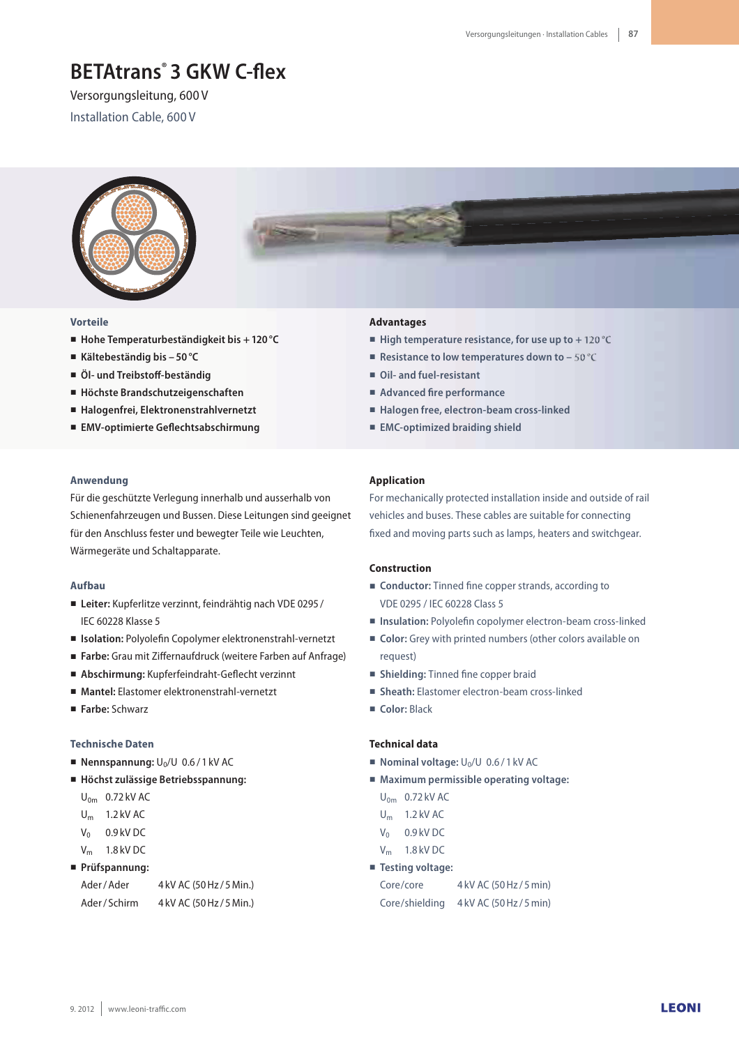# BETAtrans® 3 GKW C-flex

Versorgungsleitung, 600 V

Installation Cable, 600 V

## Vorteile

- **Hohe Temperaturbeständigkeit bis + 120 °C**
- **Kältebeständig bis – 50 °C**
- **Öl- und Treibstoff-beständig**
- **Höchste Brandschutzeigenschaften**
- **Halogenfrei, Elektronenstrahlvernetzt**
- **EMV-optimierte Geflechtsabschirmung**

## Advantages

- **High temperature resistance, for use up to + 120 °C**
- **Resistance to low temperatures down to – 50 °C**
- **Oil- and fuel-resistant**
- **Advanced fire performance**
- **Halogen free, electron-beam cross-linked**
- **EMC-optimized braiding shield**

## Anwendung

Für die geschützte Verlegung innerhalb und ausserhalb von Schienenfahrzeugen und Bussen. Diese Leitungen sind geeignet für den Anschluss fester und bewegter Teile wie Leuchten, Wärmegeräte und Schaltapparate.

## Aufbau

- **Leiter:** Kupferlitze verzinnt, feindrähtig nach VDE 0295 / IEC 60228 Klasse 5
- **Isolation:** Polyolefin Copolymer elektronenstrahl-vernetzt
- **Farbe:** Grau mit Ziffernaufdruck (weitere Farben auf Anfrage)
- **Abschirmung:** Kupferfeindraht-Geflecht verzinnt
- **Mantel:** Elastomer elektronenstrahl-vernetzt
- **Farbe:** Schwarz

## Technische Daten

- **Nennspannung:** $U_0/U$ 0.6 / 1 kV AC
- **Höchst zulässige Betriebsspannung:**
  - $U_{0m}$ 0.72 kV AC
  - $U_m$ 1.2 kV AC
  - $V_0$ 0.9 kV DC
  - $V_m$ 1.8 kV DC
- **Prüfspannung:**
  - Ader / Ader 4 kV AC (50 Hz / 5 Min.)
  - Ader / Schirm 4 kV AC (50 Hz / 5 Min.)

## Application

For mechanically protected installation inside and outside of rail vehicles and buses. These cables are suitable for connecting fixed and moving parts such as lamps, heaters and switchgear.

## Construction

- **Conductor:** Tinned fine copper strands, according to VDE 0295 / IEC 60228 Class 5
- **Insulation:** Polyolefin copolymer electron-beam cross-linked
- **Color:** Grey with printed numbers (other colors available on request)
- **Shielding:** Tinned fine copper braid
- **Sheath:** Elastomer electron-beam cross-linked
- **Color:** Black

## Technical data

- **Nominal voltage:** $U_0/U$ 0.6 / 1 kV AC
- **Maximum permissible operating voltage:**
  - $U_{0m}$ 0.72 kV AC
  - $U_m$ 1.2 kV AC
  - $V_0$ 0.9 kV DC
  - $V_m$ 1.8 kV DC
- **Testing voltage:**
  - Core/core 4 kV AC (50 Hz / 5 min)
  - Core/shielding 4 kV AC (50 Hz / 5 min)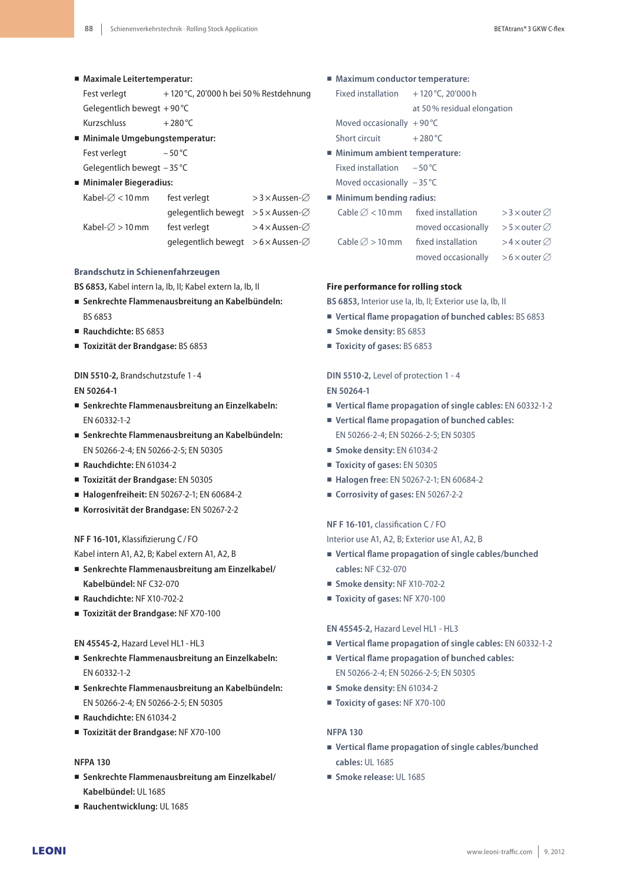- **Maximale Leitertemperatur:**

| | |
|---|---|
| Fest verlegt | + 120 °C, 20'000 h bei 50 % Restdehnung |
| Gelegentlich bewegt | + 90 °C |
| Kurzschluss | + 280 °C |

- **Minimale Umgebungstemperatur:**

| | |
|---|---|
| Fest verlegt | – 50 °C |
| Gelegentlich bewegt | – 35 °C |

- **Minimaler Biegeradius:**

| | | |
|---|---|---|
| Kabel-∅ < 10 mm | fest verlegt | > 3 × Aussen-∅ |
| | gelegentlich bewegt | > 5 × Aussen-∅ |
| Kabel-∅ > 10 mm | fest verlegt | > 4 × Aussen-∅ |
| | gelegentlich bewegt | > 6 × Aussen-∅ |

### Brandschutz in Schienenfahrzeugen

**BS 6853,** Kabel intern Ia, Ib, II; Kabel extern Ia, Ib, II

- **Senkrechte Flammenausbreitung an Kabelbündeln:** BS 6853
- **Rauchdichte:** BS 6853
- **Toxizität der Brandgase:** BS 6853

**DIN 5510-2,** Brandschutzstufe 1 - 4

**EN 50264-1**

- **Senkrechte Flammenausbreitung an Einzelkabeln:** EN 60332-1-2
- **Senkrechte Flammenausbreitung an Kabelbündeln:** EN 50266-2-4; EN 50266-2-5; EN 50305
- **Rauchdichte:** EN 61034-2
- **Toxizität der Brandgase:** EN 50305
- **Halogenfreiheit:** EN 50267-2-1; EN 60684-2
- **Korrosivität der Brandgase:** EN 50267-2-2

**NF F 16-101,** Klassifizierung C / FO

Kabel intern A1, A2, B; Kabel extern A1, A2, B

- **Senkrechte Flammenausbreitung am Einzelkabel/ Kabelbündel:** NF C32-070
- **Rauchdichte:** NF X10-702-2
- **Toxizität der Brandgase:** NF X70-100

**EN 45545-2,** Hazard Level HL1 - HL3

- **Senkrechte Flammenausbreitung an Einzelkabeln:** EN 60332-1-2
- **Senkrechte Flammenausbreitung an Kabelbündeln:** EN 50266-2-4; EN 50266-2-5; EN 50305
- **Rauchdichte:** EN 61034-2
- **Toxizität der Brandgase:** NF X70-100

**NFPA 130**

- **Senkrechte Flammenausbreitung am Einzelkabel/ Kabelbündel:** UL 1685
- **Rauchentwicklung:** UL 1685

- **Maximum conductor temperature:**

| | |
|---|---|
| Fixed installation | + 120 °C, 20'000 h at 50 % residual elongation |
| Moved occasionally | + 90 °C |
| Short circuit | + 280 °C |

- **Minimum ambient temperature:**

| | |
|---|---|
| Fixed installation | – 50 °C |
| Moved occasionally | – 35 °C |

- **Minimum bending radius:**

| | | |
|---|---|---|
| Cable ∅ < 10 mm | fixed installation | > 3 × outer ∅ |
| | moved occasionally | > 5 × outer ∅ |
| Cable ∅ > 10 mm | fixed installation | > 4 × outer ∅ |
| | moved occasionally | > 6 × outer ∅ |

### Fire performance for rolling stock

**BS 6853,** Interior use Ia, Ib, II; Exterior use Ia, Ib, II

- **Vertical flame propagation of bunched cables:** BS 6853
- **Smoke density:** BS 6853
- **Toxicity of gases:** BS 6853

**DIN 5510-2,** Level of protection 1 - 4

**EN 50264-1**

- **Vertical flame propagation of single cables:** EN 60332-1-2
- **Vertical flame propagation of bunched cables:** EN 50266-2-4; EN 50266-2-5; EN 50305
- **Smoke density:** EN 61034-2
- **Toxicity of gases:** EN 50305
- **Halogen free:** EN 50267-2-1; EN 60684-2
- **Corrosivity of gases:** EN 50267-2-2

**NF F 16-101,** classification C / FO

Interior use A1, A2, B; Exterior use A1, A2, B

- **Vertical flame propagation of single cables/bunched cables:** NF C32-070
- **Smoke density:** NF X10-702-2
- **Toxicity of gases:** NF X70-100

**EN 45545-2,** Hazard Level HL1 - HL3

- **Vertical flame propagation of single cables:** EN 60332-1-2
- **Vertical flame propagation of bunched cables:** EN 50266-2-4; EN 50266-2-5; EN 50305
- **Smoke density:** EN 61034-2
- **Toxicity of gases:** NF X70-100

**NFPA 130**

- **Vertical flame propagation of single cables/bunched cables:** UL 1685
- **Smoke release:** UL 1685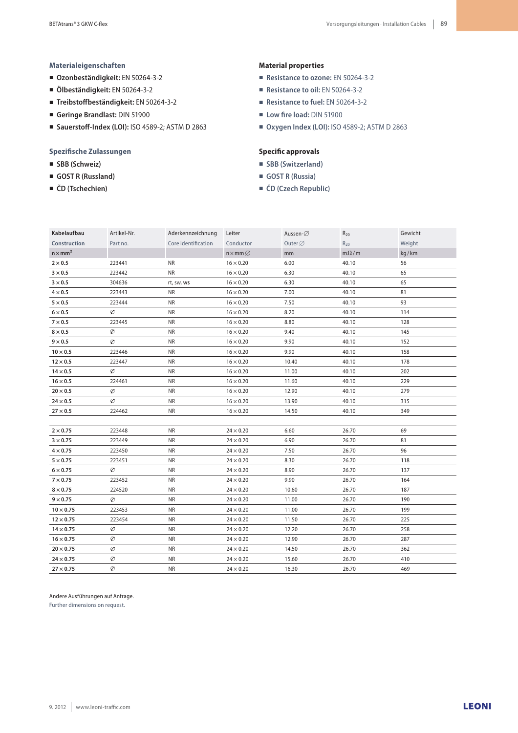## Materialeigenschaften

- **Ozonbeständigkeit:** EN 50264-3-2
- **Ölbeständigkeit:** EN 50264-3-2
- **Treibstoffbeständigkeit:** EN 50264-3-2
- **Geringe Brandlast:** DIN 51900
- **Sauerstoff-Index (LOI):** ISO 4589-2; ASTM D 2863

## Material properties

- **Resistance to ozone:** EN 50264-3-2
- **Resistance to oil:** EN 50264-3-2
- **Resistance to fuel:** EN 50264-3-2
- **Low fire load:** DIN 51900
- **Oxygen Index (LOI):** ISO 4589-2; ASTM D 2863

## Spezifische Zulassungen

- **SBB (Schweiz)**
- **GOST R (Russland)**
- **ČD (Tschechien)**

## Specific approvals

- **SBB (Switzerland)**
- **GOST R (Russia)**
- **ČD (Czech Republic)**

| Kabelaufbau<br>Construction | Artikel-Nr.<br>Part no. | Aderkennzeichnung<br>Core identification | Leiter<br>Conductor | Aussen-∅<br>Outer ∅ | $R_{20}$<br>$R_{20}$ | Gewicht<br>Weight |
|---|---|---|---|---|---|---|
| **n × mm²** | | | n × mm ∅ | mm | mΩ / m | kg / km |
| **2 × 0.5** | 223441 | NR | 16 × 0.20 | 6.00 | 40.10 | 56 |
| **3 × 0.5** | 223442 | NR | 16 × 0.20 | 6.30 | 40.10 | 65 |
| **3 × 0.5** | 304636 | rt, sw, **ws** | 16 × 0.20 | 6.30 | 40.10 | 65 |
| **4 × 0.5** | 223443 | NR | 16 × 0.20 | 7.00 | 40.10 | 81 |
| **5 × 0.5** | 223444 | NR | 16 × 0.20 | 7.50 | 40.10 | 93 |
| **6 × 0.5** | ∅ | NR | 16 × 0.20 | 8.20 | 40.10 | 114 |
| **7 × 0.5** | 223445 | NR | 16 × 0.20 | 8.80 | 40.10 | 128 |
| **8 × 0.5** | ∅ | NR | 16 × 0.20 | 9.40 | 40.10 | 145 |
| **9 × 0.5** | ∅ | NR | 16 × 0.20 | 9.90 | 40.10 | 152 |
| **10 × 0.5** | 223446 | NR | 16 × 0.20 | 9.90 | 40.10 | 158 |
| **12 × 0.5** | 223447 | NR | 16 × 0.20 | 10.40 | 40.10 | 178 |
| **14 × 0.5** | ∅ | NR | 16 × 0.20 | 11.00 | 40.10 | 202 |
| **16 × 0.5** | 224461 | NR | 16 × 0.20 | 11.60 | 40.10 | 229 |
| **20 × 0.5** | ∅ | NR | 16 × 0.20 | 12.90 | 40.10 | 279 |
| **24 × 0.5** | ∅ | NR | 16 × 0.20 | 13.90 | 40.10 | 315 |
| **27 × 0.5** | 224462 | NR | 16 × 0.20 | 14.50 | 40.10 | 349 |
| | | | | | | |
| **2 × 0.75** | 223448 | NR | 24 × 0.20 | 6.60 | 26.70 | 69 |
| **3 × 0.75** | 223449 | NR | 24 × 0.20 | 6.90 | 26.70 | 81 |
| **4 × 0.75** | 223450 | NR | 24 × 0.20 | 7.50 | 26.70 | 96 |
| **5 × 0.75** | 223451 | NR | 24 × 0.20 | 8.30 | 26.70 | 118 |
| **6 × 0.75** | ∅ | NR | 24 × 0.20 | 8.90 | 26.70 | 137 |
| **7 × 0.75** | 223452 | NR | 24 × 0.20 | 9.90 | 26.70 | 164 |
| **8 × 0.75** | 224520 | NR | 24 × 0.20 | 10.60 | 26.70 | 187 |
| **9 × 0.75** | ∅ | NR | 24 × 0.20 | 11.00 | 26.70 | 190 |
| **10 × 0.75** | 223453 | NR | 24 × 0.20 | 11.00 | 26.70 | 199 |
| **12 × 0.75** | 223454 | NR | 24 × 0.20 | 11.50 | 26.70 | 225 |
| **14 × 0.75** | ∅ | NR | 24 × 0.20 | 12.20 | 26.70 | 258 |
| **16 × 0.75** | ∅ | NR | 24 × 0.20 | 12.90 | 26.70 | 287 |
| **20 × 0.75** | ∅ | NR | 24 × 0.20 | 14.50 | 26.70 | 362 |
| **24 × 0.75** | ∅ | NR | 24 × 0.20 | 15.60 | 26.70 | 410 |
| **27 × 0.75** | ∅ | NR | 24 × 0.20 | 16.30 | 26.70 | 469 |

Andere Ausführungen auf Anfrage.
Further dimensions on request.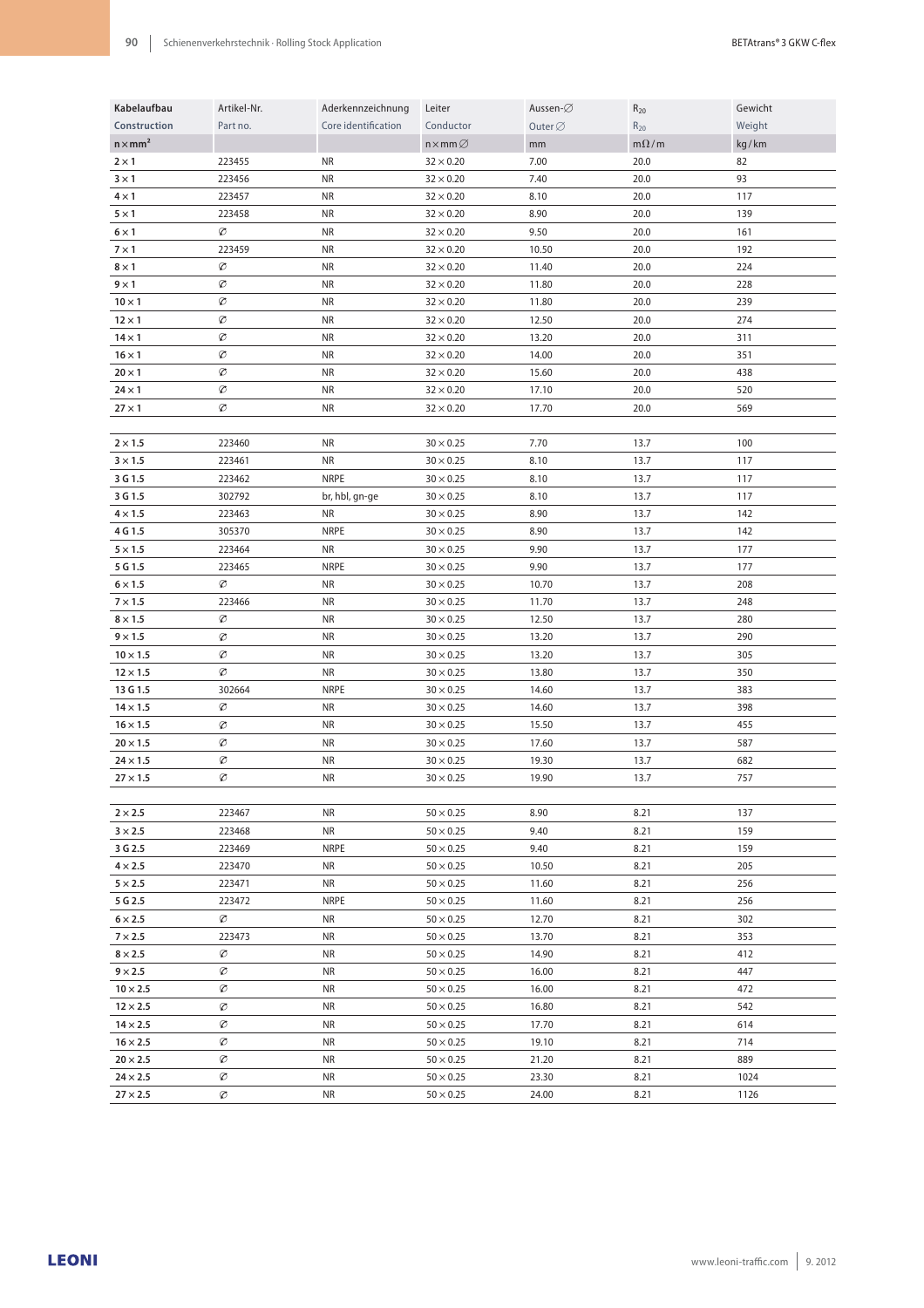| Kabelaufbau | Artikel-Nr. | Aderkennzeichnung | Leiter | Aussen-∅ | $R_{20}$ | Gewicht |
|---|---|---|---|---|---|---|
| Construction | Part no. | Core identification | Conductor | Outer ∅ | $R_{20}$ | Weight |
| n × mm² | | | n × mm ∅ | mm | mΩ/m | kg/km |
| 2 × 1 | 223455 | NR | 32 × 0.20 | 7.00 | 20.0 | 82 |
| 3 × 1 | 223456 | NR | 32 × 0.20 | 7.40 | 20.0 | 93 |
| 4 × 1 | 223457 | NR | 32 × 0.20 | 8.10 | 20.0 | 117 |
| 5 × 1 | 223458 | NR | 32 × 0.20 | 8.90 | 20.0 | 139 |
| 6 × 1 | ∅ | NR | 32 × 0.20 | 9.50 | 20.0 | 161 |
| 7 × 1 | 223459 | NR | 32 × 0.20 | 10.50 | 20.0 | 192 |
| 8 × 1 | ∅ | NR | 32 × 0.20 | 11.40 | 20.0 | 224 |
| 9 × 1 | ∅ | NR | 32 × 0.20 | 11.80 | 20.0 | 228 |
| 10 × 1 | ∅ | NR | 32 × 0.20 | 11.80 | 20.0 | 239 |
| 12 × 1 | ∅ | NR | 32 × 0.20 | 12.50 | 20.0 | 274 |
| 14 × 1 | ∅ | NR | 32 × 0.20 | 13.20 | 20.0 | 311 |
| 16 × 1 | ∅ | NR | 32 × 0.20 | 14.00 | 20.0 | 351 |
| 20 × 1 | ∅ | NR | 32 × 0.20 | 15.60 | 20.0 | 438 |
| 24 × 1 | ∅ | NR | 32 × 0.20 | 17.10 | 20.0 | 520 |
| 27 × 1 | ∅ | NR | 32 × 0.20 | 17.70 | 20.0 | 569 |
| | | | | | | |
| 2 × 1.5 | 223460 | NR | 30 × 0.25 | 7.70 | 13.7 | 100 |
| 3 × 1.5 | 223461 | NR | 30 × 0.25 | 8.10 | 13.7 | 117 |
| 3 G 1.5 | 223462 | NRPE | 30 × 0.25 | 8.10 | 13.7 | 117 |
| 3 G 1.5 | 302792 | br, hbl, gn-ge | 30 × 0.25 | 8.10 | 13.7 | 117 |
| 4 × 1.5 | 223463 | NR | 30 × 0.25 | 8.90 | 13.7 | 142 |
| 4 G 1.5 | 305370 | NRPE | 30 × 0.25 | 8.90 | 13.7 | 142 |
| 5 × 1.5 | 223464 | NR | 30 × 0.25 | 9.90 | 13.7 | 177 |
| 5 G 1.5 | 223465 | NRPE | 30 × 0.25 | 9.90 | 13.7 | 177 |
| 6 × 1.5 | ∅ | NR | 30 × 0.25 | 10.70 | 13.7 | 208 |
| 7 × 1.5 | 223466 | NR | 30 × 0.25 | 11.70 | 13.7 | 248 |
| 8 × 1.5 | ∅ | NR | 30 × 0.25 | 12.50 | 13.7 | 280 |
| 9 × 1.5 | ∅ | NR | 30 × 0.25 | 13.20 | 13.7 | 290 |
| 10 × 1.5 | ∅ | NR | 30 × 0.25 | 13.20 | 13.7 | 305 |
| 12 × 1.5 | ∅ | NR | 30 × 0.25 | 13.80 | 13.7 | 350 |
| 13 G 1.5 | 302664 | NRPE | 30 × 0.25 | 14.60 | 13.7 | 383 |
| 14 × 1.5 | ∅ | NR | 30 × 0.25 | 14.60 | 13.7 | 398 |
| 16 × 1.5 | ∅ | NR | 30 × 0.25 | 15.50 | 13.7 | 455 |
| 20 × 1.5 | ∅ | NR | 30 × 0.25 | 17.60 | 13.7 | 587 |
| 24 × 1.5 | ∅ | NR | 30 × 0.25 | 19.30 | 13.7 | 682 |
| 27 × 1.5 | ∅ | NR | 30 × 0.25 | 19.90 | 13.7 | 757 |
| | | | | | | |
| 2 × 2.5 | 223467 | NR | 50 × 0.25 | 8.90 | 8.21 | 137 |
| 3 × 2.5 | 223468 | NR | 50 × 0.25 | 9.40 | 8.21 | 159 |
| 3 G 2.5 | 223469 | NRPE | 50 × 0.25 | 9.40 | 8.21 | 159 |
| 4 × 2.5 | 223470 | NR | 50 × 0.25 | 10.50 | 8.21 | 205 |
| 5 × 2.5 | 223471 | NR | 50 × 0.25 | 11.60 | 8.21 | 256 |
| 5 G 2.5 | 223472 | NRPE | 50 × 0.25 | 11.60 | 8.21 | 256 |
| 6 × 2.5 | ∅ | NR | 50 × 0.25 | 12.70 | 8.21 | 302 |
| 7 × 2.5 | 223473 | NR | 50 × 0.25 | 13.70 | 8.21 | 353 |
| 8 × 2.5 | ∅ | NR | 50 × 0.25 | 14.90 | 8.21 | 412 |
| 9 × 2.5 | ∅ | NR | 50 × 0.25 | 16.00 | 8.21 | 447 |
| 10 × 2.5 | ∅ | NR | 50 × 0.25 | 16.00 | 8.21 | 472 |
| 12 × 2.5 | ∅ | NR | 50 × 0.25 | 16.80 | 8.21 | 542 |
| 14 × 2.5 | ∅ | NR | 50 × 0.25 | 17.70 | 8.21 | 614 |
| 16 × 2.5 | ∅ | NR | 50 × 0.25 | 19.10 | 8.21 | 714 |
| 20 × 2.5 | ∅ | NR | 50 × 0.25 | 21.20 | 8.21 | 889 |
| 24 × 2.5 | ∅ | NR | 50 × 0.25 | 23.30 | 8.21 | 1024 |
| 27 × 2.5 | ∅ | NR | 50 × 0.25 | 24.00 | 8.21 | 1126 |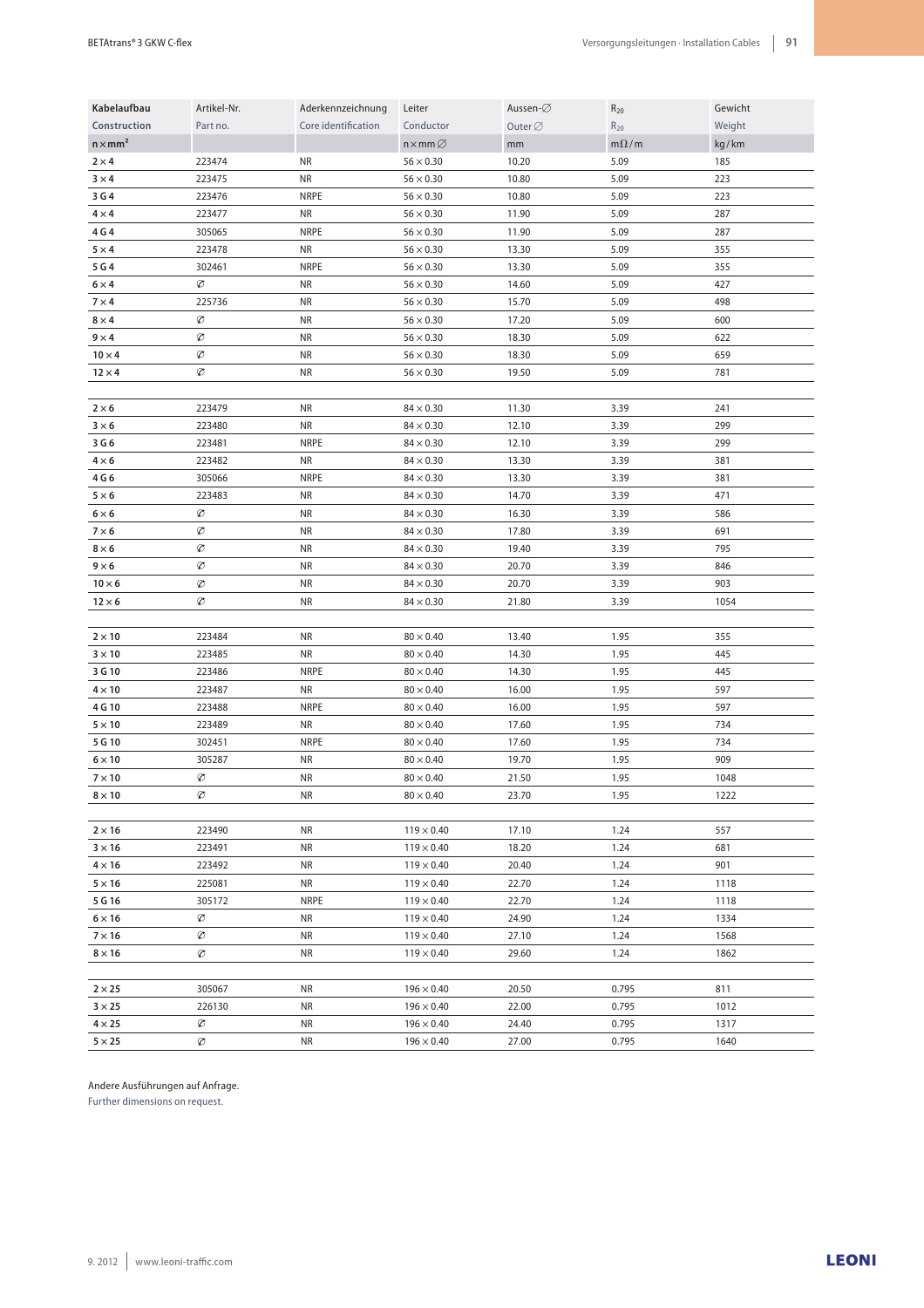| Kabelaufbau | Artikel-Nr. | Aderkennzeichnung | Leiter | Aussen-∅ | $R_{20}$ | Gewicht |
|---|---|---|---|---|---|---|
| Construction | Part no. | Core identification | Conductor | Outer ∅ | $R_{20}$ | Weight |
| n × mm² | | | n × mm ∅ | mm | mΩ / m | kg / km |
| 2 × 4 | 223474 | NR | 56 × 0.30 | 10.20 | 5.09 | 185 |
| 3 × 4 | 223475 | NR | 56 × 0.30 | 10.80 | 5.09 | 223 |
| 3 G 4 | 223476 | NRPE | 56 × 0.30 | 10.80 | 5.09 | 223 |
| 4 × 4 | 223477 | NR | 56 × 0.30 | 11.90 | 5.09 | 287 |
| 4 G 4 | 305065 | NRPE | 56 × 0.30 | 11.90 | 5.09 | 287 |
| 5 × 4 | 223478 | NR | 56 × 0.30 | 13.30 | 5.09 | 355 |
| 5 G 4 | 302461 | NRPE | 56 × 0.30 | 13.30 | 5.09 | 355 |
| 6 × 4 | ∅ | NR | 56 × 0.30 | 14.60 | 5.09 | 427 |
| 7 × 4 | 225736 | NR | 56 × 0.30 | 15.70 | 5.09 | 498 |
| 8 × 4 | ∅ | NR | 56 × 0.30 | 17.20 | 5.09 | 600 |
| 9 × 4 | ∅ | NR | 56 × 0.30 | 18.30 | 5.09 | 622 |
| 10 × 4 | ∅ | NR | 56 × 0.30 | 18.30 | 5.09 | 659 |
| 12 × 4 | ∅ | NR | 56 × 0.30 | 19.50 | 5.09 | 781 |
| | | | | | | |
| 2 × 6 | 223479 | NR | 84 × 0.30 | 11.30 | 3.39 | 241 |
| 3 × 6 | 223480 | NR | 84 × 0.30 | 12.10 | 3.39 | 299 |
| 3 G 6 | 223481 | NRPE | 84 × 0.30 | 12.10 | 3.39 | 299 |
| 4 × 6 | 223482 | NR | 84 × 0.30 | 13.30 | 3.39 | 381 |
| 4 G 6 | 305066 | NRPE | 84 × 0.30 | 13.30 | 3.39 | 381 |
| 5 × 6 | 223483 | NR | 84 × 0.30 | 14.70 | 3.39 | 471 |
| 6 × 6 | ∅ | NR | 84 × 0.30 | 16.30 | 3.39 | 586 |
| 7 × 6 | ∅ | NR | 84 × 0.30 | 17.80 | 3.39 | 691 |
| 8 × 6 | ∅ | NR | 84 × 0.30 | 19.40 | 3.39 | 795 |
| 9 × 6 | ∅ | NR | 84 × 0.30 | 20.70 | 3.39 | 846 |
| 10 × 6 | ∅ | NR | 84 × 0.30 | 20.70 | 3.39 | 903 |
| 12 × 6 | ∅ | NR | 84 × 0.30 | 21.80 | 3.39 | 1054 |
| | | | | | | |
| 2 × 10 | 223484 | NR | 80 × 0.40 | 13.40 | 1.95 | 355 |
| 3 × 10 | 223485 | NR | 80 × 0.40 | 14.30 | 1.95 | 445 |
| 3 G 10 | 223486 | NRPE | 80 × 0.40 | 14.30 | 1.95 | 445 |
| 4 × 10 | 223487 | NR | 80 × 0.40 | 16.00 | 1.95 | 597 |
| 4 G 10 | 223488 | NRPE | 80 × 0.40 | 16.00 | 1.95 | 597 |
| 5 × 10 | 223489 | NR | 80 × 0.40 | 17.60 | 1.95 | 734 |
| 5 G 10 | 302451 | NRPE | 80 × 0.40 | 17.60 | 1.95 | 734 |
| 6 × 10 | 305287 | NR | 80 × 0.40 | 19.70 | 1.95 | 909 |
| 7 × 10 | ∅ | NR | 80 × 0.40 | 21.50 | 1.95 | 1048 |
| 8 × 10 | ∅ | NR | 80 × 0.40 | 23.70 | 1.95 | 1222 |
| | | | | | | |
| 2 × 16 | 223490 | NR | 119 × 0.40 | 17.10 | 1.24 | 557 |
| 3 × 16 | 223491 | NR | 119 × 0.40 | 18.20 | 1.24 | 681 |
| 4 × 16 | 223492 | NR | 119 × 0.40 | 20.40 | 1.24 | 901 |
| 5 × 16 | 225081 | NR | 119 × 0.40 | 22.70 | 1.24 | 1118 |
| 5 G 16 | 305172 | NRPE | 119 × 0.40 | 22.70 | 1.24 | 1118 |
| 6 × 16 | ∅ | NR | 119 × 0.40 | 24.90 | 1.24 | 1334 |
| 7 × 16 | ∅ | NR | 119 × 0.40 | 27.10 | 1.24 | 1568 |
| 8 × 16 | ∅ | NR | 119 × 0.40 | 29.60 | 1.24 | 1862 |
| | | | | | | |
| 2 × 25 | 305067 | NR | 196 × 0.40 | 20.50 | 0.795 | 811 |
| 3 × 25 | 226130 | NR | 196 × 0.40 | 22.00 | 0.795 | 1012 |
| 4 × 25 | ∅ | NR | 196 × 0.40 | 24.40 | 0.795 | 1317 |
| 5 × 25 | ∅ | NR | 196 × 0.40 | 27.00 | 0.795 | 1640 |

Andere Ausführungen auf Anfrage.
Further dimensions on request.